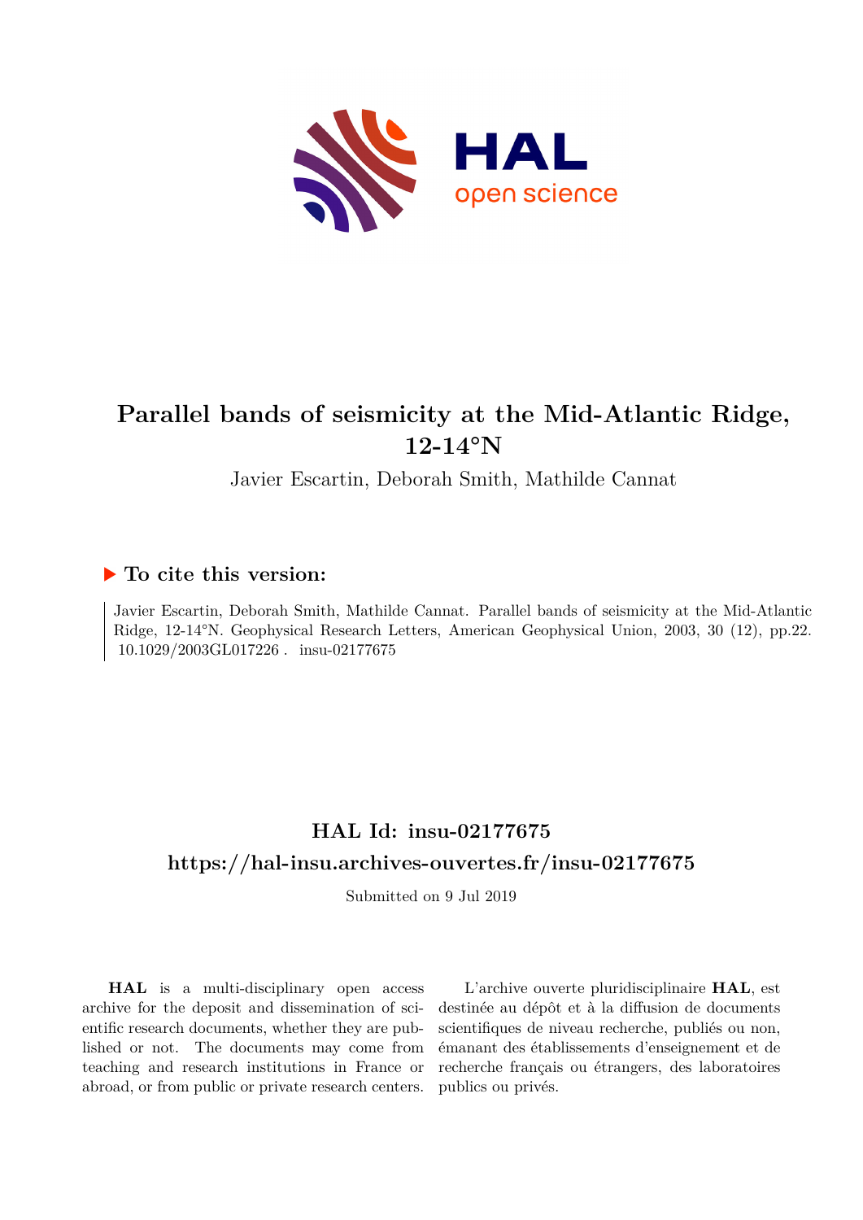# Parallel bands of seismicity at the Mid-Atlantic Ridge, 12-14°N

Javier Escartin, Deborah Smith, Mathilde Cannat

## ▶ To cite this version:

Javier Escartin, Deborah Smith, Mathilde Cannat. Parallel bands of seismicity at the Mid-Atlantic Ridge, 12-14°N. Geophysical Research Letters, American Geophysical Union, 2003, 30 (12), pp.22. 10.1029/2003GL017226 . insu-02177675

## HAL Id: insu-02177675

## https://hal-insu.archives-ouvertes.fr/insu-02177675

Submitted on 9 Jul 2019

**HAL** is a multi-disciplinary open access archive for the deposit and dissemination of scientific research documents, whether they are published or not. The documents may come from teaching and research institutions in France or abroad, or from public or private research centers.

L'archive ouverte pluridisciplinaire **HAL**, est destinée au dépôt et à la diffusion de documents scientifiques de niveau recherche, publiés ou non, émanant des établissements d'enseignement et de recherche français ou étrangers, des laboratoires publics ou privés.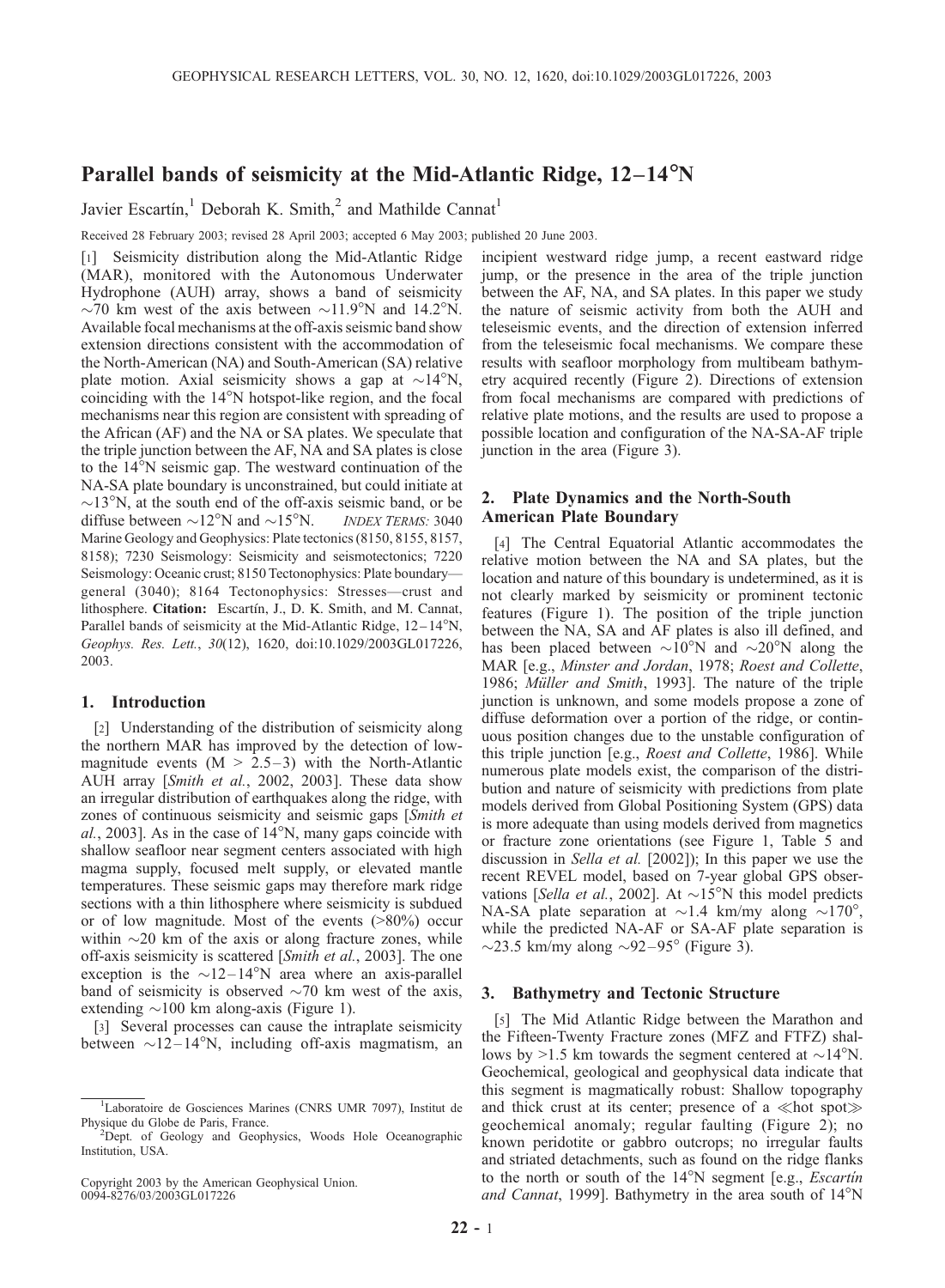# Parallel bands of seismicity at the Mid-Atlantic Ridge, 12–14°N

Javier Escartín,[1] Deborah K. Smith,[2] and Mathilde Cannat[1]

Received 28 February 2003; revised 28 April 2003; accepted 6 May 2003; published 20 June 2003.

[1] Seismicity distribution along the Mid-Atlantic Ridge (MAR), monitored with the Autonomous Underwater Hydrophone (AUH) array, shows a band of seismicity ~70 km west of the axis between ~11.9°N and 14.2°N. Available focal mechanisms at the off-axis seismic band show extension directions consistent with the accommodation of the North-American (NA) and South-American (SA) relative plate motion. Axial seismicity shows a gap at ~14°N, coinciding with the 14°N hotspot-like region, and the focal mechanisms near this region are consistent with spreading of the African (AF) and the NA or SA plates. We speculate that the triple junction between the AF, NA and SA plates is close to the 14°N seismic gap. The westward continuation of the NA-SA plate boundary is unconstrained, but could initiate at ~13°N, at the south end of the off-axis seismic band, or be diffuse between ~12°N and ~15°N. *INDEX TERMS:* 3040 Marine Geology and Geophysics: Plate tectonics (8150, 8155, 8157, 8158); 7230 Seismology: Seismicity and seismotectonics; 7220 Seismology: Oceanic crust; 8150 Tectonophysics: Plate boundary—general (3040); 8164 Tectonophysics: Stresses—crust and lithosphere. **Citation:** Escartín, J., D. K. Smith, and M. Cannat, Parallel bands of seismicity at the Mid-Atlantic Ridge, 12–14°N, *Geophys. Res. Lett.*, *30*(12), 1620, doi:10.1029/2003GL017226, 2003.

## 1. Introduction

[2] Understanding of the distribution of seismicity along the northern MAR has improved by the detection of low-magnitude events (M > 2.5–3) with the North-Atlantic AUH array [*Smith et al.*, 2002, 2003]. These data show an irregular distribution of earthquakes along the ridge, with zones of continuous seismicity and seismic gaps [*Smith et al.*, 2003]. As in the case of 14°N, many gaps coincide with shallow seafloor near segment centers associated with high magma supply, focused melt supply, or elevated mantle temperatures. These seismic gaps may therefore mark ridge sections with a thin lithosphere where seismicity is subdued or of low magnitude. Most of the events (>80%) occur within ~20 km of the axis or along fracture zones, while off-axis seismicity is scattered [*Smith et al.*, 2003]. The one exception is the ~12–14°N area where an axis-parallel band of seismicity is observed ~70 km west of the axis, extending ~100 km along-axis (Figure 1).

[3] Several processes can cause the intraplate seismicity between ~12–14°N, including off-axis magmatism, an incipient westward ridge jump, a recent eastward ridge jump, or the presence in the area of the triple junction between the AF, NA, and SA plates. In this paper we study the nature of seismic activity from both the AUH and teleseismic events, and the direction of extension inferred from the teleseismic focal mechanisms. We compare these results with seafloor morphology from multibeam bathymetry acquired recently (Figure 2). Directions of extension from focal mechanisms are compared with predictions of relative plate motions, and the results are used to propose a possible location and configuration of the NA-SA-AF triple junction in the area (Figure 3).

## 2. Plate Dynamics and the North-South American Plate Boundary

[4] The Central Equatorial Atlantic accommodates the relative motion between the NA and SA plates, but the location and nature of this boundary is undetermined, as it is not clearly marked by seismicity or prominent tectonic features (Figure 1). The position of the triple junction between the NA, SA and AF plates is also ill defined, and has been placed between ~10°N and ~20°N along the MAR [e.g., *Minster and Jordan*, 1978; *Roest and Collette*, 1986; *Müller and Smith*, 1993]. The nature of the triple junction is unknown, and some models propose a zone of diffuse deformation over a portion of the ridge, or continuous position changes due to the unstable configuration of this triple junction [e.g., *Roest and Collette*, 1986]. While numerous plate models exist, the comparison of the distribution and nature of seismicity with predictions from plate models derived from Global Positioning System (GPS) data is more adequate than using models derived from magnetics or fracture zone orientations (see Figure 1, Table 5 and discussion in *Sella et al.* [2002]); In this paper we use the recent REVEL model, based on 7-year global GPS observations [*Sella et al.*, 2002]. At ~15°N this model predicts NA-SA plate separation at ~1.4 km/my along ~170°, while the predicted NA-AF or SA-AF plate separation is ~23.5 km/my along ~92–95° (Figure 3).

## 3. Bathymetry and Tectonic Structure

[5] The Mid Atlantic Ridge between the Marathon and the Fifteen-Twenty Fracture zones (MFZ and FTFZ) shallows by >1.5 km towards the segment centered at ~14°N. Geochemical, geological and geophysical data indicate that this segment is magmatically robust: Shallow topography and thick crust at its center; presence of a ≪hot spot≫ geochemical anomaly; regular faulting (Figure 2); no known peridotite or gabbro outcrops; no irregular faults and striated detachments, such as found on the ridge flanks to the north or south of the 14°N segment [e.g., *Escartín and Cannat*, 1999]. Bathymetry in the area south of 14°N

[1] Laboratoire de Gosciences Marines (CNRS UMR 7097), Institut de Physique du Globe de Paris, France.

[2] Dept. of Geology and Geophysics, Woods Hole Oceanographic Institution, USA.

Copyright 2003 by the American Geophysical Union.
0094-8276/03/2003GL017226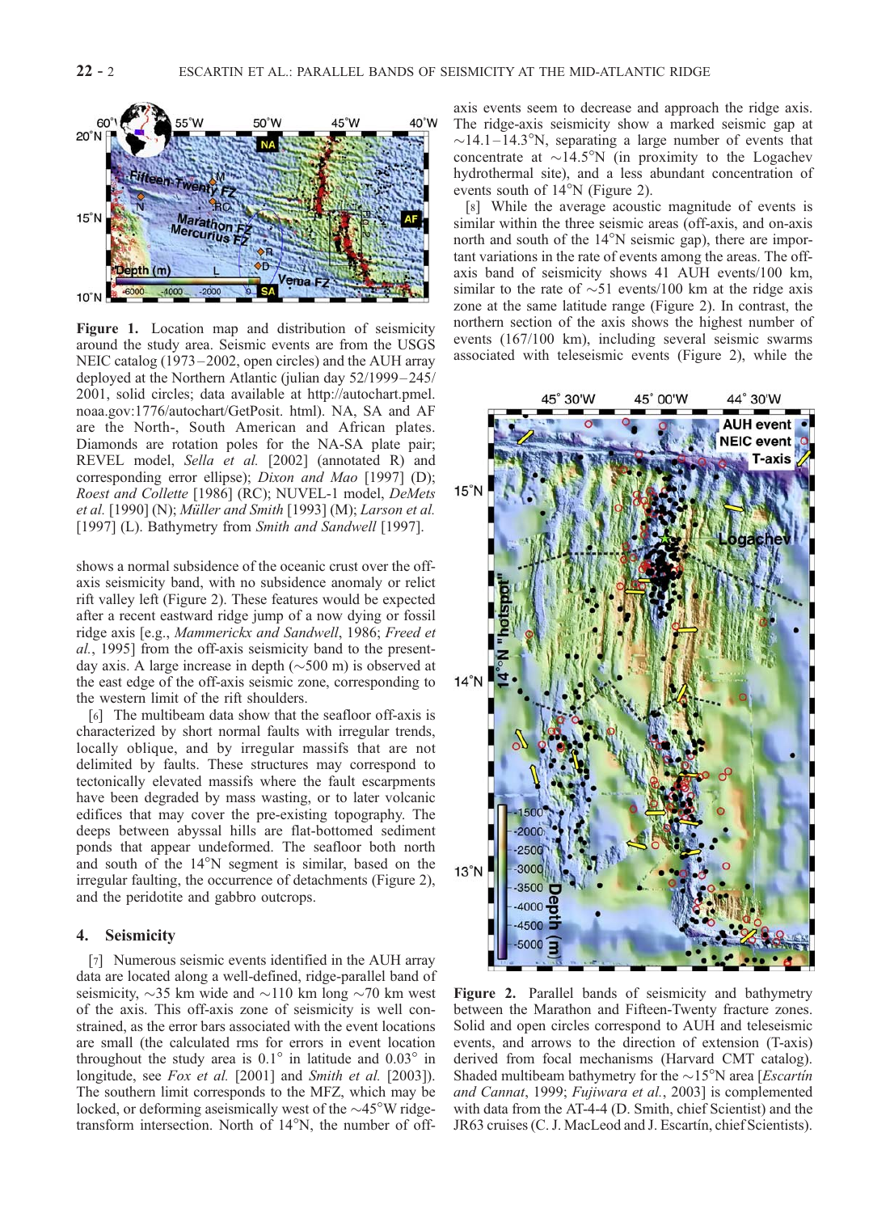**Figure 1.** Location map and distribution of seismicity around the study area. Seismic events are from the USGS NEIC catalog (1973–2002, open circles) and the AUH array deployed at the Northern Atlantic (julian day 52/1999–245/2001, solid circles; data available at http://autochart.pmel.noaa.gov:1776/autochart/GetPosit.html). NA, SA and AF are the North-, South American and African plates. Diamonds are rotation poles for the NA-SA plate pair; REVEL model, *Sella et al.* [2002] (annotated R) and corresponding error ellipse); *Dixon and Mao* [1997] (D); *Roest and Collette* [1986] (RC); NUVEL-1 model, *DeMets et al.* [1990] (N); *Müller and Smith* [1993] (M); *Larson et al.* [1997] (L). Bathymetry from *Smith and Sandwell* [1997].

shows a normal subsidence of the oceanic crust over the off-axis seismicity band, with no subsidence anomaly or relict rift valley left (Figure 2). These features would be expected after a recent eastward ridge jump of a now dying or fossil ridge axis [e.g., *Mammerickx and Sandwell*, 1986; *Freed et al.*, 1995] from the off-axis seismicity band to the present-day axis. A large increase in depth (~500 m) is observed at the east edge of the off-axis seismic zone, corresponding to the western limit of the rift shoulders.

[6] The multibeam data show that the seafloor off-axis is characterized by short normal faults with irregular trends, locally oblique, and by irregular massifs that are not delimited by faults. These structures may correspond to tectonically elevated massifs where the fault escarpments have been degraded by mass wasting, or to later volcanic edifices that may cover the pre-existing topography. The deeps between abyssal hills are flat-bottomed sediment ponds that appear undeformed. The seafloor both north and south of the 14°N segment is similar, based on the irregular faulting, the occurrence of detachments (Figure 2), and the peridotite and gabbro outcrops.

## 4. Seismicity

[7] Numerous seismic events identified in the AUH array data are located along a well-defined, ridge-parallel band of seismicity, ~35 km wide and ~110 km long ~70 km west of the axis. This off-axis zone of seismicity is well constrained, as the error bars associated with the event locations are small (the calculated rms for errors in event location throughout the study area is 0.1° in latitude and 0.03° in longitude, see *Fox et al.* [2001] and *Smith et al.* [2003]). The southern limit corresponds to the MFZ, which may be locked, or deforming aseismically west of the ~45°W ridge-transform intersection. North of 14°N, the number of off-axis events seem to decrease and approach the ridge axis. The ridge-axis seismicity show a marked seismic gap at ~14.1–14.3°N, separating a large number of events that concentrate at ~14.5°N (in proximity to the Logachev hydrothermal site), and a less abundant concentration of events south of 14°N (Figure 2).

[8] While the average acoustic magnitude of events is similar within the three seismic areas (off-axis, and on-axis north and south of the 14°N seismic gap), there are important variations in the rate of events among the areas. The off-axis band of seismicity shows 41 AUH events/100 km, similar to the rate of ~51 events/100 km at the ridge axis zone at the same latitude range (Figure 2). In contrast, the northern section of the axis shows the highest number of events (167/100 km), including several seismic swarms associated with teleseismic events (Figure 2), while the

**Figure 2.** Parallel bands of seismicity and bathymetry between the Marathon and Fifteen-Twenty fracture zones. Solid and open circles correspond to AUH and teleseismic events, and arrows to the direction of extension (T-axis) derived from focal mechanisms (Harvard CMT catalog). Shaded multibeam bathymetry for the ~15°N area [*Escartín and Cannat*, 1999; *Fujiwara et al.*, 2003] is complemented with data from the AT-4-4 (D. Smith, chief Scientist) and the JR63 cruises (C. J. MacLeod and J. Escartín, chief Scientists).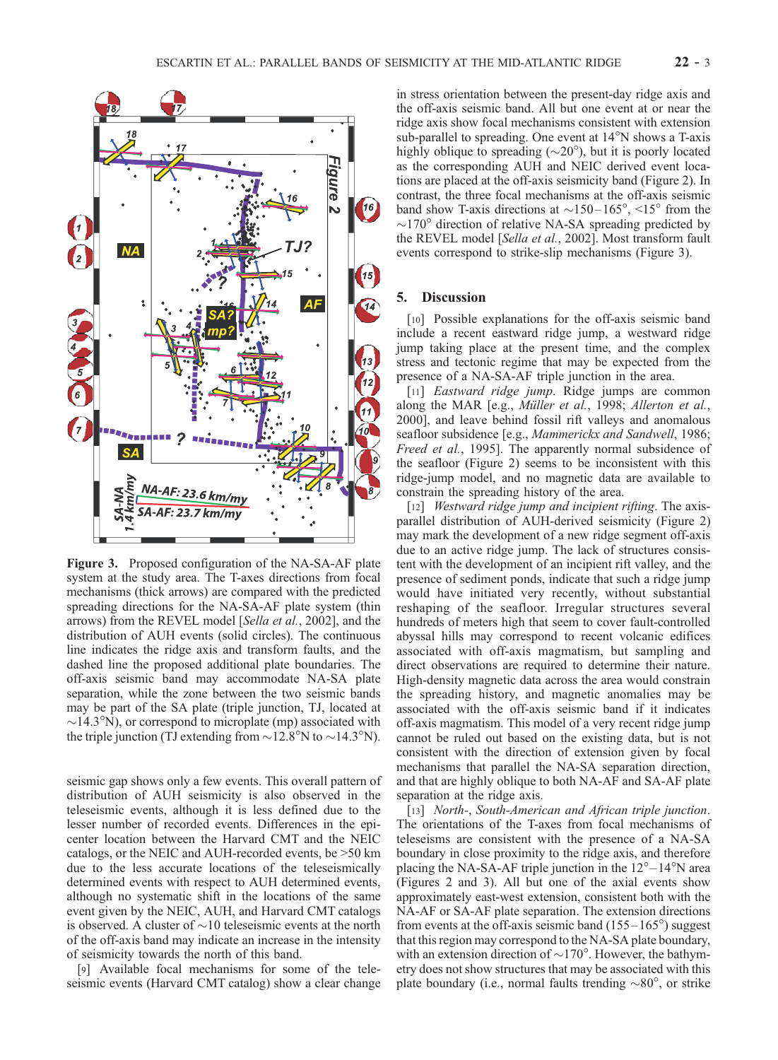NA

AF

SA

TJ?

SA?
mp?

Figure 2

NA-AF: 23.6 km/my

SA-AF: 23.7 km/my

SA-NA
1.4 km/my

**Figure 3.** Proposed configuration of the NA-SA-AF plate system at the study area. The T-axes directions from focal mechanisms (thick arrows) are compared with the predicted spreading directions for the NA-SA-AF plate system (thin arrows) from the REVEL model [*Sella et al.*, 2002], and the distribution of AUH events (solid circles). The continuous line indicates the ridge axis and transform faults, and the dashed line the proposed additional plate boundaries. The off-axis seismic band may accommodate NA-SA plate separation, while the zone between the two seismic bands may be part of the SA plate (triple junction, TJ, located at ~14.3°N), or correspond to microplate (mp) associated with the triple junction (TJ extending from ~12.8°N to ~14.3°N).

seismic gap shows only a few events. This overall pattern of distribution of AUH seismicity is also observed in the teleseismic events, although it is less defined due to the lesser number of recorded events. Differences in the epicenter location between the Harvard CMT and the NEIC catalogs, or the NEIC and AUH-recorded events, be >50 km due to the less accurate locations of the teleseismically determined events with respect to AUH determined events, although no systematic shift in the locations of the same event given by the NEIC, AUH, and Harvard CMT catalogs is observed. A cluster of ~10 teleseismic events at the north of the off-axis band may indicate an increase in the intensity of seismicity towards the north of this band.

[9] Available focal mechanisms for some of the teleseismic events (Harvard CMT catalog) show a clear change in stress orientation between the present-day ridge axis and the off-axis seismic band. All but one event at or near the ridge axis show focal mechanisms consistent with extension sub-parallel to spreading. One event at 14°N shows a T-axis highly oblique to spreading (~20°), but it is poorly located as the corresponding AUH and NEIC derived event locations are placed at the off-axis seismicity band (Figure 2). In contrast, the three focal mechanisms at the off-axis seismic band show T-axis directions at ~150–165°, <15° from the ~170° direction of relative NA-SA spreading predicted by the REVEL model [*Sella et al.*, 2002]. Most transform fault events correspond to strike-slip mechanisms (Figure 3).

## 5. Discussion

[10] Possible explanations for the off-axis seismic band include a recent eastward ridge jump, a westward ridge jump taking place at the present time, and the complex stress and tectonic regime that may be expected from the presence of a NA-SA-AF triple junction in the area.

[11] *Eastward ridge jump*. Ridge jumps are common along the MAR [e.g., *Müller et al.*, 1998; *Allerton et al.*, 2000], and leave behind fossil rift valleys and anomalous seafloor subsidence [e.g., *Mammerickx and Sandwell*, 1986; *Freed et al.*, 1995]. The apparently normal subsidence of the seafloor (Figure 2) seems to be inconsistent with this ridge-jump model, and no magnetic data are available to constrain the spreading history of the area.

[12] *Westward ridge jump and incipient rifting*. The axis-parallel distribution of AUH-derived seismicity (Figure 2) may mark the development of a new ridge segment off-axis due to an active ridge jump. The lack of structures consistent with the development of an incipient rift valley, and the presence of sediment ponds, indicate that such a ridge jump would have initiated very recently, without substantial reshaping of the seafloor. Irregular structures several hundreds of meters high that seem to cover fault-controlled abyssal hills may correspond to recent volcanic edifices associated with off-axis magmatism, but sampling and direct observations are required to determine their nature. High-density magnetic data across the area would constrain the spreading history, and magnetic anomalies may be associated with the off-axis seismic band if it indicates off-axis magmatism. This model of a very recent ridge jump cannot be ruled out based on the existing data, but is not consistent with the direction of extension given by focal mechanisms that parallel the NA-SA separation direction, and that are highly oblique to both NA-AF and SA-AF plate separation at the ridge axis.

[13] *North-, South-American and African triple junction*. The orientations of the T-axes from focal mechanisms of teleseisms are consistent with the presence of a NA-SA boundary in close proximity to the ridge axis, and therefore placing the NA-SA-AF triple junction in the 12°–14°N area (Figures 2 and 3). All but one of the axial events show approximately east-west extension, consistent both with the NA-AF or SA-AF plate separation. The extension directions from events at the off-axis seismic band (155–165°) suggest that this region may correspond to the NA-SA plate boundary, with an extension direction of ~170°. However, the bathymetry does not show structures that may be associated with this plate boundary (i.e., normal faults trending ~80°, or strike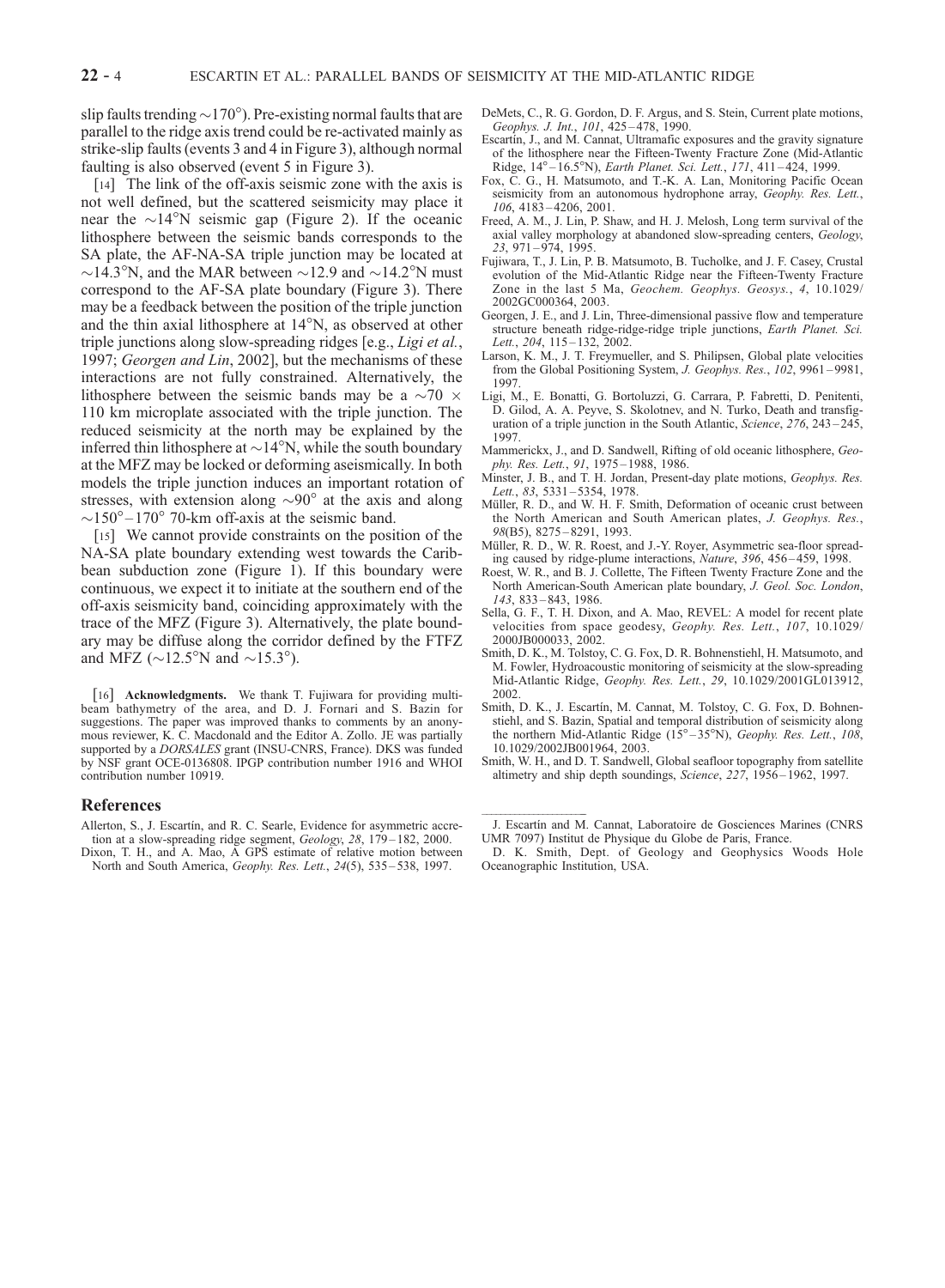slip faults trending ~170°). Pre-existing normal faults that are parallel to the ridge axis trend could be re-activated mainly as strike-slip faults (events 3 and 4 in Figure 3), although normal faulting is also observed (event 5 in Figure 3).

[14] The link of the off-axis seismic zone with the axis is not well defined, but the scattered seismicity may place it near the ~14°N seismic gap (Figure 2). If the oceanic lithosphere between the seismic bands corresponds to the SA plate, the AF-NA-SA triple junction may be located at ~14.3°N, and the MAR between ~12.9 and ~14.2°N must correspond to the AF-SA plate boundary (Figure 3). There may be a feedback between the position of the triple junction and the thin axial lithosphere at 14°N, as observed at other triple junctions along slow-spreading ridges [e.g., *Ligi et al.*, 1997; *Georgen and Lin*, 2002], but the mechanisms of these interactions are not fully constrained. Alternatively, the lithosphere between the seismic bands may be a ~70 × 110 km microplate associated with the triple junction. The reduced seismicity at the north may be explained by the inferred thin lithosphere at ~14°N, while the south boundary at the MFZ may be locked or deforming aseismically. In both models the triple junction induces an important rotation of stresses, with extension along ~90° at the axis and along ~150°–170° 70-km off-axis at the seismic band.

[15] We cannot provide constraints on the position of the NA-SA plate boundary extending west towards the Caribbean subduction zone (Figure 1). If this boundary were continuous, we expect it to initiate at the southern end of the off-axis seismicity band, coinciding approximately with the trace of the MFZ (Figure 3). Alternatively, the plate boundary may be diffuse along the corridor defined by the FTFZ and MFZ (~12.5°N and ~15.3°).

[16] **Acknowledgments.** We thank T. Fujiwara for providing multibeam bathymetry of the area, and D. J. Fornari and S. Bazin for suggestions. The paper was improved thanks to comments by an anonymous reviewer, K. C. Macdonald and the Editor A. Zollo. JE was partially supported by a *DORSALES* grant (INSU-CNRS, France). DKS was funded by NSF grant OCE-0136808. IPGP contribution number 1916 and WHOI contribution number 10919.

## References

Allerton, S., J. Escartín, and R. C. Searle, Evidence for asymmetric accretion at a slow-spreading ridge segment, *Geology*, *28*, 179–182, 2000.

Dixon, T. H., and A. Mao, A GPS estimate of relative motion between North and South America, *Geophy. Res. Lett.*, *24*(5), 535–538, 1997.

DeMets, C., R. G. Gordon, D. F. Argus, and S. Stein, Current plate motions, *Geophys. J. Int.*, *101*, 425–478, 1990.

Escartín, J., and M. Cannat, Ultramafic exposures and the gravity signature of the lithosphere near the Fifteen-Twenty Fracture Zone (Mid-Atlantic Ridge, 14°–16.5°N), *Earth Planet. Sci. Lett.*, *171*, 411–424, 1999.

Fox, C. G., H. Matsumoto, and T.-K. A. Lan, Monitoring Pacific Ocean seismicity from an autonomous hydrophone array, *Geophy. Res. Lett.*, *106*, 4183–4206, 2001.

Freed, A. M., J. Lin, P. Shaw, and H. J. Melosh, Long term survival of the axial valley morphology at abandoned slow-spreading centers, *Geology*, *23*, 971–974, 1995.

Fujiwara, T., J. Lin, P. B. Matsumoto, B. Tucholke, and J. F. Casey, Crustal evolution of the Mid-Atlantic Ridge near the Fifteen-Twenty Fracture Zone in the last 5 Ma, *Geochem. Geophys. Geosys.*, *4*, 10.1029/2002GC000364, 2003.

Georgen, J. E., and J. Lin, Three-dimensional passive flow and temperature structure beneath ridge-ridge-ridge triple junctions, *Earth Planet. Sci. Lett.*, *204*, 115–132, 2002.

Larson, K. M., J. T. Freymueller, and S. Philipsen, Global plate velocities from the Global Positioning System, *J. Geophys. Res.*, *102*, 9961–9981, 1997.

Ligi, M., E. Bonatti, G. Bortoluzzi, G. Carrara, P. Fabretti, D. Penitenti, D. Gilod, A. A. Peyve, S. Skolotnev, and N. Turko, Death and transfiguration of a triple junction in the South Atlantic, *Science*, *276*, 243–245, 1997.

Mammerickx, J., and D. Sandwell, Rifting of old oceanic lithosphere, *Geophy. Res. Lett.*, *91*, 1975–1988, 1986.

Minster, J. B., and T. H. Jordan, Present-day plate motions, *Geophys. Res. Lett.*, *83*, 5331–5354, 1978.

Müller, R. D., and W. H. F. Smith, Deformation of oceanic crust between the North American and South American plates, *J. Geophys. Res.*, *98*(B5), 8275–8291, 1993.

Müller, R. D., W. R. Roest, and J.-Y. Royer, Asymmetric sea-floor spreading caused by ridge-plume interactions, *Nature*, *396*, 456–459, 1998.

Roest, W. R., and B. J. Collette, The Fifteen Twenty Fracture Zone and the North American-South American plate boundary, *J. Geol. Soc. London*, *143*, 833–843, 1986.

Sella, G. F., T. H. Dixon, and A. Mao, REVEL: A model for recent plate velocities from space geodesy, *Geophy. Res. Lett.*, *107*, 10.1029/2000JB000033, 2002.

Smith, D. K., M. Tolstoy, C. G. Fox, D. R. Bohnenstiehl, H. Matsumoto, and M. Fowler, Hydroacoustic monitoring of seismicity at the slow-spreading Mid-Atlantic Ridge, *Geophy. Res. Lett.*, *29*, 10.1029/2001GL013912, 2002.

Smith, D. K., J. Escartín, M. Cannat, M. Tolstoy, C. G. Fox, D. Bohnenstiehl, and S. Bazin, Spatial and temporal distribution of seismicity along the northern Mid-Atlantic Ridge (15°–35°N), *Geophy. Res. Lett.*, *108*, 10.1029/2002JB001964, 2003.

Smith, W. H., and D. T. Sandwell, Global seafloor topography from satellite altimetry and ship depth soundings, *Science*, *227*, 1956–1962, 1997.

---

J. Escartín and M. Cannat, Laboratoire de Gosciences Marines (CNRS UMR 7097) Institut de Physique du Globe de Paris, France.

D. K. Smith, Dept. of Geology and Geophysics Woods Hole Oceanographic Institution, USA.